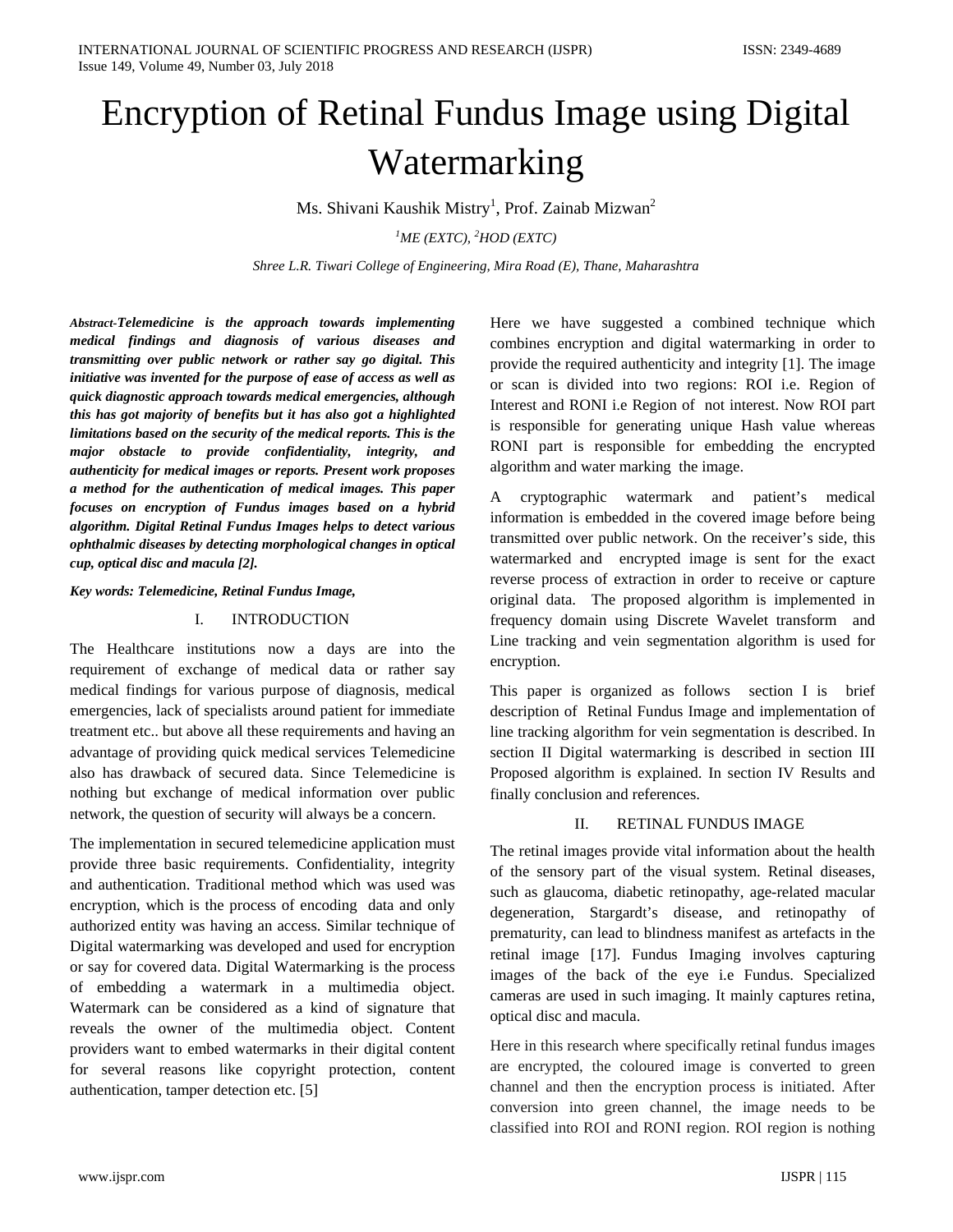# Encryption of Retinal Fundus Image using Digital Watermarking

Ms. Shivani Kaushik Mistry[1], Prof. Zainab Mizwan[2]

[1]ME (EXTC), [2]HOD (EXTC)

*Shree L.R. Tiwari College of Engineering, Mira Road (E), Thane, Maharashtra*

***Abstract-Telemedicine is the approach towards implementing medical findings and diagnosis of various diseases and transmitting over public network or rather say go digital. This initiative was invented for the purpose of ease of access as well as quick diagnostic approach towards medical emergencies, although this has got majority of benefits but it has also got a highlighted limitations based on the security of the medical reports. This is the major obstacle to provide confidentiality, integrity, and authenticity for medical images or reports. Present work proposes a method for the authentication of medical images. This paper focuses on encryption of Fundus images based on a hybrid algorithm. Digital Retinal Fundus Images helps to detect various ophthalmic diseases by detecting morphological changes in optical cup, optical disc and macula [2].***

***Key words: Telemedicine, Retinal Fundus Image,***

## I. INTRODUCTION

The Healthcare institutions now a days are into the requirement of exchange of medical data or rather say medical findings for various purpose of diagnosis, medical emergencies, lack of specialists around patient for immediate treatment etc.. but above all these requirements and having an advantage of providing quick medical services Telemedicine also has drawback of secured data. Since Telemedicine is nothing but exchange of medical information over public network, the question of security will always be a concern.

The implementation in secured telemedicine application must provide three basic requirements. Confidentiality, integrity and authentication. Traditional method which was used was encryption, which is the process of encoding data and only authorized entity was having an access. Similar technique of Digital watermarking was developed and used for encryption or say for covered data. Digital Watermarking is the process of embedding a watermark in a multimedia object. Watermark can be considered as a kind of signature that reveals the owner of the multimedia object. Content providers want to embed watermarks in their digital content for several reasons like copyright protection, content authentication, tamper detection etc. [5]

Here we have suggested a combined technique which combines encryption and digital watermarking in order to provide the required authenticity and integrity [1]. The image or scan is divided into two regions: ROI i.e. Region of Interest and RONI i.e Region of not interest. Now ROI part is responsible for generating unique Hash value whereas RONI part is responsible for embedding the encrypted algorithm and water marking the image.

A cryptographic watermark and patient's medical information is embedded in the covered image before being transmitted over public network. On the receiver's side, this watermarked and encrypted image is sent for the exact reverse process of extraction in order to receive or capture original data. The proposed algorithm is implemented in frequency domain using Discrete Wavelet transform and Line tracking and vein segmentation algorithm is used for encryption.

This paper is organized as follows section I is brief description of Retinal Fundus Image and implementation of line tracking algorithm for vein segmentation is described. In section II Digital watermarking is described in section III Proposed algorithm is explained. In section IV Results and finally conclusion and references.

## II. RETINAL FUNDUS IMAGE

The retinal images provide vital information about the health of the sensory part of the visual system. Retinal diseases, such as glaucoma, diabetic retinopathy, age-related macular degeneration, Stargardt's disease, and retinopathy of prematurity, can lead to blindness manifest as artefacts in the retinal image [17]. Fundus Imaging involves capturing images of the back of the eye i.e Fundus. Specialized cameras are used in such imaging. It mainly captures retina, optical disc and macula.

Here in this research where specifically retinal fundus images are encrypted, the coloured image is converted to green channel and then the encryption process is initiated. After conversion into green channel, the image needs to be classified into ROI and RONI region. ROI region is nothing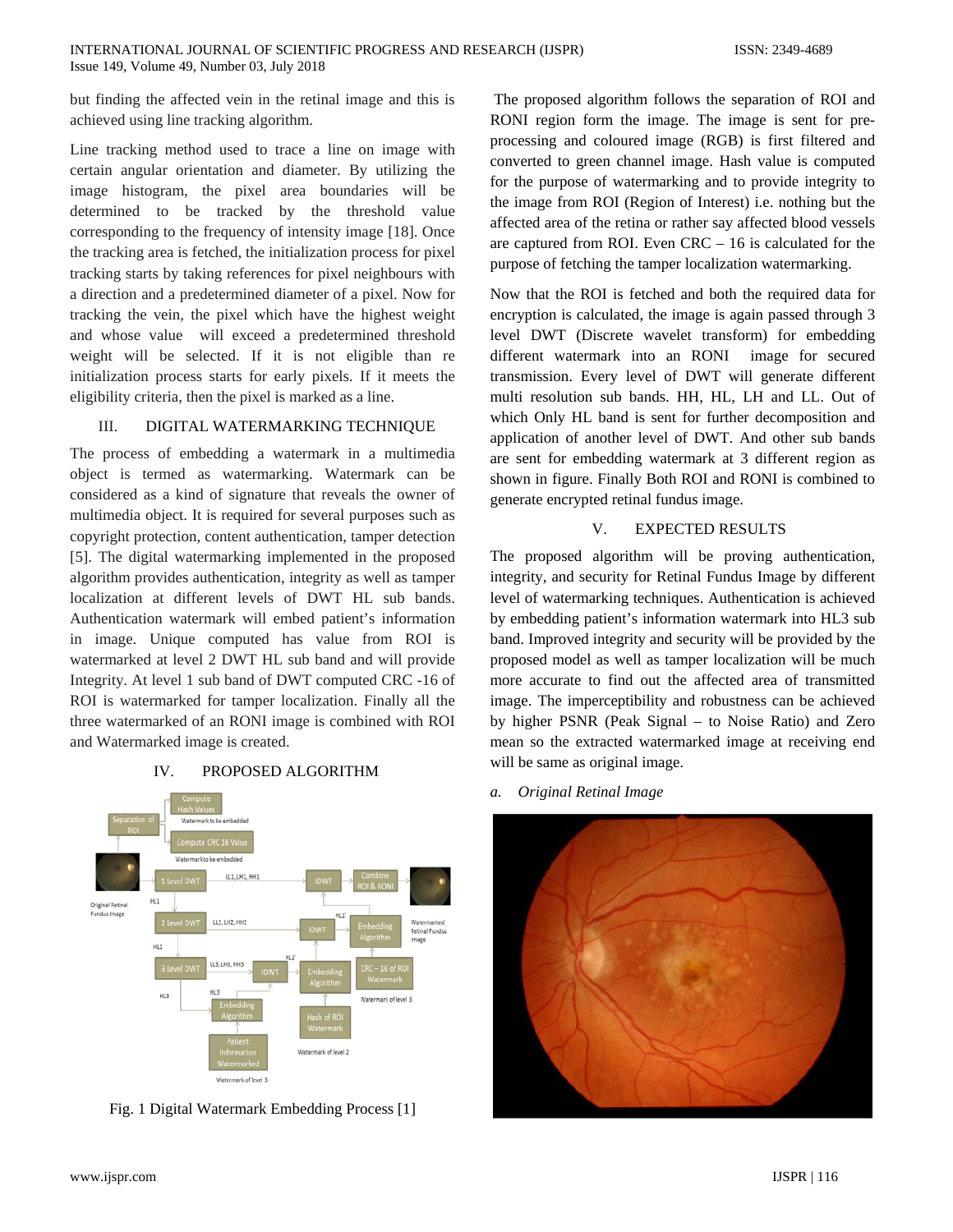but finding the affected vein in the retinal image and this is achieved using line tracking algorithm.

Line tracking method used to trace a line on image with certain angular orientation and diameter. By utilizing the image histogram, the pixel area boundaries will be determined to be tracked by the threshold value corresponding to the frequency of intensity image [18]. Once the tracking area is fetched, the initialization process for pixel tracking starts by taking references for pixel neighbours with a direction and a predetermined diameter of a pixel. Now for tracking the vein, the pixel which have the highest weight and whose value will exceed a predetermined threshold weight will be selected. If it is not eligible than re initialization process starts for early pixels. If it meets the eligibility criteria, then the pixel is marked as a line.

## III. DIGITAL WATERMARKING TECHNIQUE

The process of embedding a watermark in a multimedia object is termed as watermarking. Watermark can be considered as a kind of signature that reveals the owner of multimedia object. It is required for several purposes such as copyright protection, content authentication, tamper detection [5]. The digital watermarking implemented in the proposed algorithm provides authentication, integrity as well as tamper localization at different levels of DWT HL sub bands. Authentication watermark will embed patient's information in image. Unique computed has value from ROI is watermarked at level 2 DWT HL sub band and will provide Integrity. At level 1 sub band of DWT computed CRC -16 of ROI is watermarked for tamper localization. Finally all the three watermarked of an RONI image is combined with ROI and Watermarked image is created.

## IV. PROPOSED ALGORITHM

Fig. 1 Digital Watermark Embedding Process [1]

The proposed algorithm follows the separation of ROI and RONI region form the image. The image is sent for pre-processing and coloured image (RGB) is first filtered and converted to green channel image. Hash value is computed for the purpose of watermarking and to provide integrity to the image from ROI (Region of Interest) i.e. nothing but the affected area of the retina or rather say affected blood vessels are captured from ROI. Even CRC – 16 is calculated for the purpose of fetching the tamper localization watermarking.

Now that the ROI is fetched and both the required data for encryption is calculated, the image is again passed through 3 level DWT (Discrete wavelet transform) for embedding different watermark into an RONI image for secured transmission. Every level of DWT will generate different multi resolution sub bands. HH, HL, LH and LL. Out of which Only HL band is sent for further decomposition and application of another level of DWT. And other sub bands are sent for embedding watermark at 3 different region as shown in figure. Finally Both ROI and RONI is combined to generate encrypted retinal fundus image.

## V. EXPECTED RESULTS

The proposed algorithm will be proving authentication, integrity, and security for Retinal Fundus Image by different level of watermarking techniques. Authentication is achieved by embedding patient's information watermark into HL3 sub band. Improved integrity and security will be provided by the proposed model as well as tamper localization will be much more accurate to find out the affected area of transmitted image. The imperceptibility and robustness can be achieved by higher PSNR (Peak Signal – to Noise Ratio) and Zero mean so the extracted watermarked image at receiving end will be same as original image.

*a. Original Retinal Image*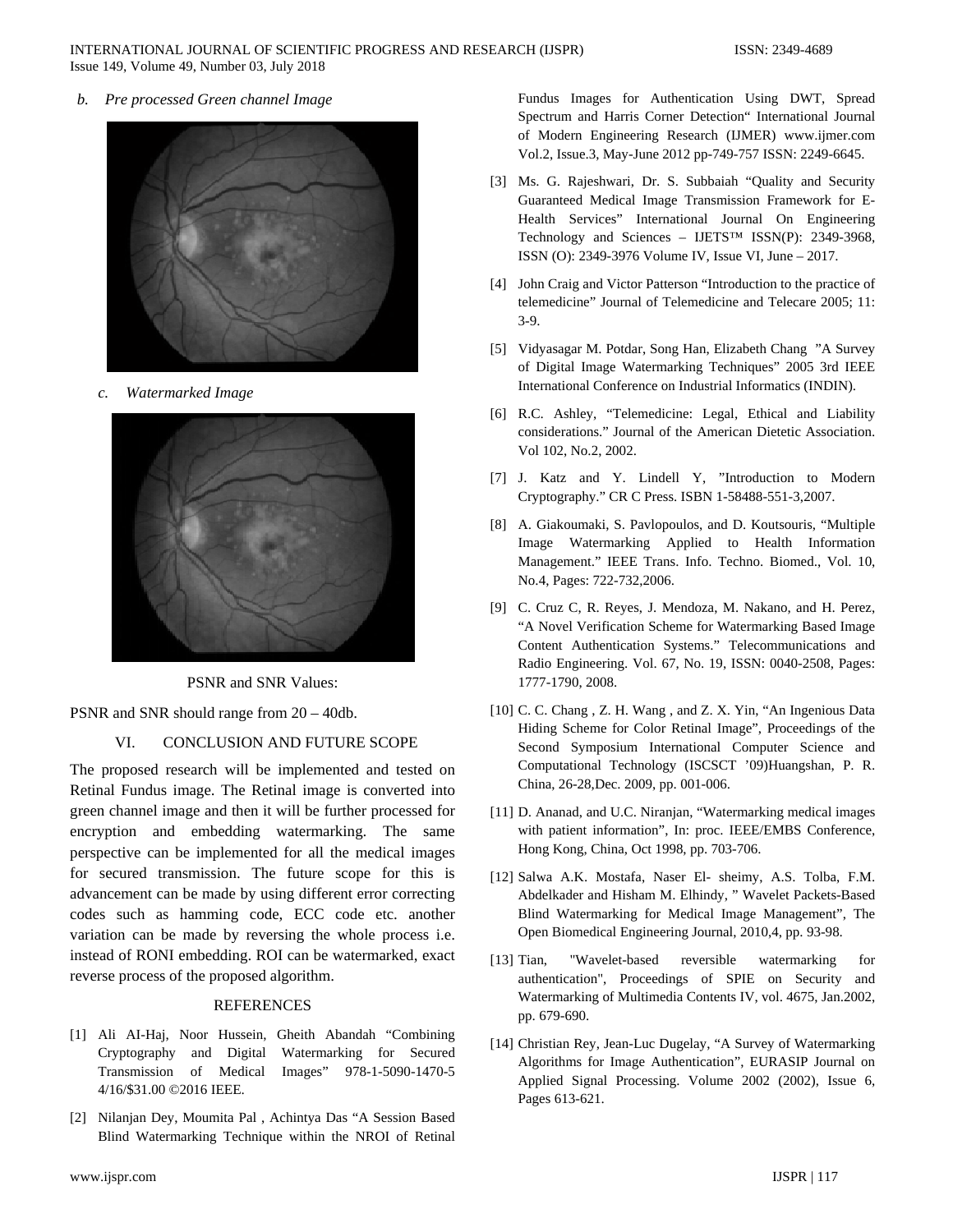*b. Pre processed Green channel Image*

*c. Watermarked Image*

PSNR and SNR Values:

PSNR and SNR should range from 20 – 40db.

## VI. CONCLUSION AND FUTURE SCOPE

The proposed research will be implemented and tested on Retinal Fundus image. The Retinal image is converted into green channel image and then it will be further processed for encryption and embedding watermarking. The same perspective can be implemented for all the medical images for secured transmission. The future scope for this is advancement can be made by using different error correcting codes such as hamming code, ECC code etc. another variation can be made by reversing the whole process i.e. instead of RONI embedding. ROI can be watermarked, exact reverse process of the proposed algorithm.

## REFERENCES

[1] Ali AI-Haj, Noor Hussein, Gheith Abandah "Combining Cryptography and Digital Watermarking for Secured Transmission of Medical Images" 978-1-5090-1470-5 4/16/$31.00 ©2016 IEEE.

[2] Nilanjan Dey, Moumita Pal , Achintya Das "A Session Based Blind Watermarking Technique within the NROI of Retinal Fundus Images for Authentication Using DWT, Spread Spectrum and Harris Corner Detection" International Journal of Modern Engineering Research (IJMER) www.ijmer.com Vol.2, Issue.3, May-June 2012 pp-749-757 ISSN: 2249-6645.

[3] Ms. G. Rajeshwari, Dr. S. Subbaiah "Quality and Security Guaranteed Medical Image Transmission Framework for E-Health Services" International Journal On Engineering Technology and Sciences – IJETS™ ISSN(P): 2349-3968, ISSN (O): 2349-3976 Volume IV, Issue VI, June – 2017.

[4] John Craig and Victor Patterson "Introduction to the practice of telemedicine" Journal of Telemedicine and Telecare 2005; 11: 3-9.

[5] Vidyasagar M. Potdar, Song Han, Elizabeth Chang "A Survey of Digital Image Watermarking Techniques" 2005 3rd IEEE International Conference on Industrial Informatics (INDIN).

[6] R.C. Ashley, "Telemedicine: Legal, Ethical and Liability considerations." Journal of the American Dietetic Association. Vol 102, No.2, 2002.

[7] J. Katz and Y. Lindell Y, "Introduction to Modern Cryptography." CR C Press. ISBN 1-58488-551-3,2007.

[8] A. Giakoumaki, S. Pavlopoulos, and D. Koutsouris, "Multiple Image Watermarking Applied to Health Information Management." IEEE Trans. Info. Techno. Biomed., Vol. 10, No.4, Pages: 722-732,2006.

[9] C. Cruz C, R. Reyes, J. Mendoza, M. Nakano, and H. Perez, "A Novel Verification Scheme for Watermarking Based Image Content Authentication Systems." Telecommunications and Radio Engineering. Vol. 67, No. 19, ISSN: 0040-2508, Pages: 1777-1790, 2008.

[10] C. C. Chang , Z. H. Wang , and Z. X. Yin, "An Ingenious Data Hiding Scheme for Color Retinal Image", Proceedings of the Second Symposium International Computer Science and Computational Technology (ISCSCT '09)Huangshan, P. R. China, 26-28,Dec. 2009, pp. 001-006.

[11] D. Ananad, and U.C. Niranjan, "Watermarking medical images with patient information", In: proc. IEEE/EMBS Conference, Hong Kong, China, Oct 1998, pp. 703-706.

[12] Salwa A.K. Mostafa, Naser El- sheimy, A.S. Tolba, F.M. Abdelkader and Hisham M. Elhindy, " Wavelet Packets-Based Blind Watermarking for Medical Image Management", The Open Biomedical Engineering Journal, 2010,4, pp. 93-98.

[13] Tian, "Wavelet-based reversible watermarking for authentication", Proceedings of SPIE on Security and Watermarking of Multimedia Contents IV, vol. 4675, Jan.2002, pp. 679-690.

[14] Christian Rey, Jean-Luc Dugelay, "A Survey of Watermarking Algorithms for Image Authentication", EURASIP Journal on Applied Signal Processing. Volume 2002 (2002), Issue 6, Pages 613-621.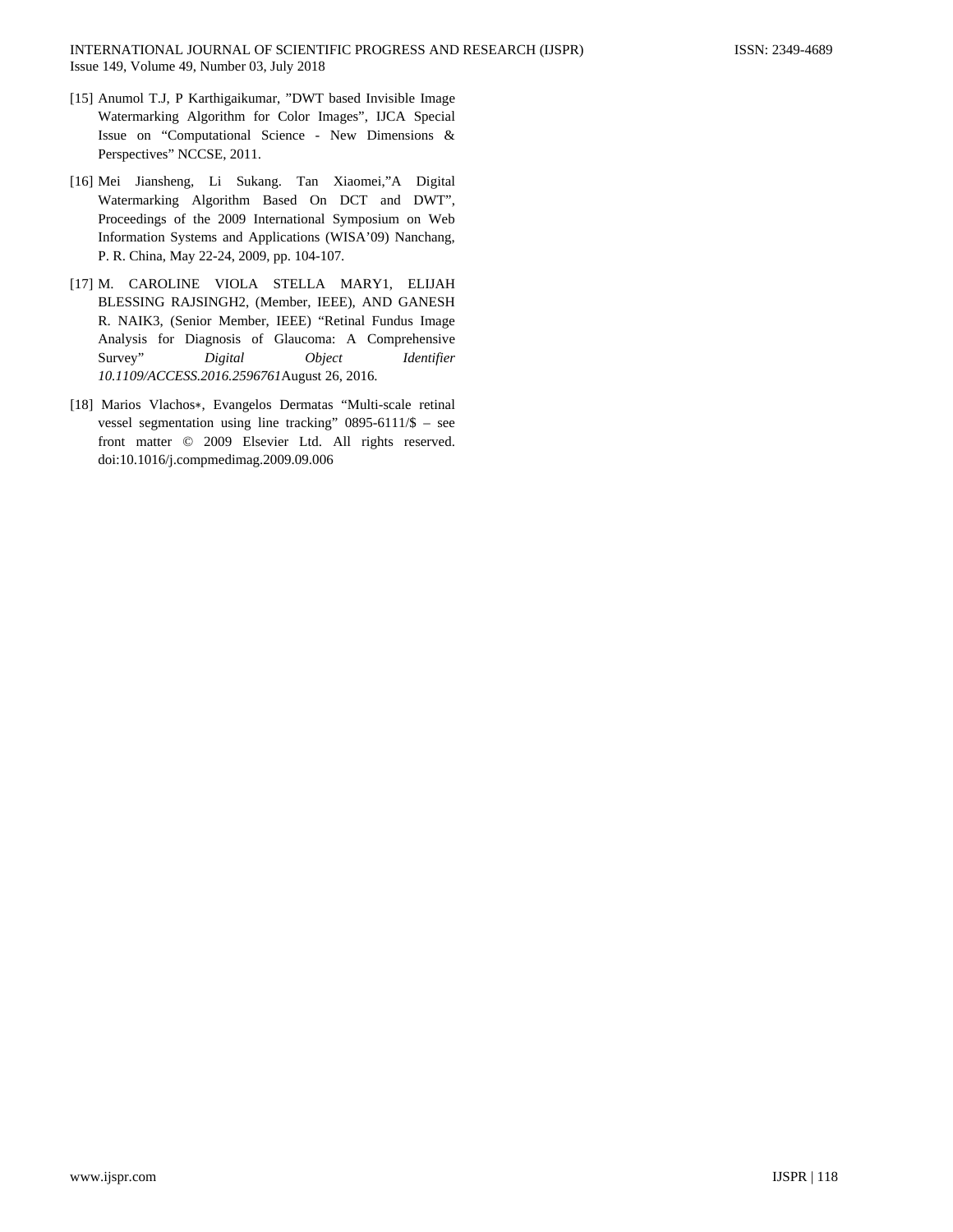[15] Anumol T.J, P Karthigaikumar, "DWT based Invisible Image Watermarking Algorithm for Color Images", IJCA Special Issue on "Computational Science - New Dimensions & Perspectives" NCCSE, 2011.

[16] Mei Jiansheng, Li Sukang. Tan Xiaomei,"A Digital Watermarking Algorithm Based On DCT and DWT", Proceedings of the 2009 International Symposium on Web Information Systems and Applications (WISA'09) Nanchang, P. R. China, May 22-24, 2009, pp. 104-107.

[17] M. CAROLINE VIOLA STELLA MARY1, ELIJAH BLESSING RAJSINGH2, (Member, IEEE), AND GANESH R. NAIK3, (Senior Member, IEEE) "Retinal Fundus Image Analysis for Diagnosis of Glaucoma: A Comprehensive Survey" *Digital Object Identifier 10.1109/ACCESS.2016.2596761*August 26, 2016.

[18] Marios Vlachos∗, Evangelos Dermatas "Multi-scale retinal vessel segmentation using line tracking" 0895-6111/$ – see front matter © 2009 Elsevier Ltd. All rights reserved. doi:10.1016/j.compmedimag.2009.09.006